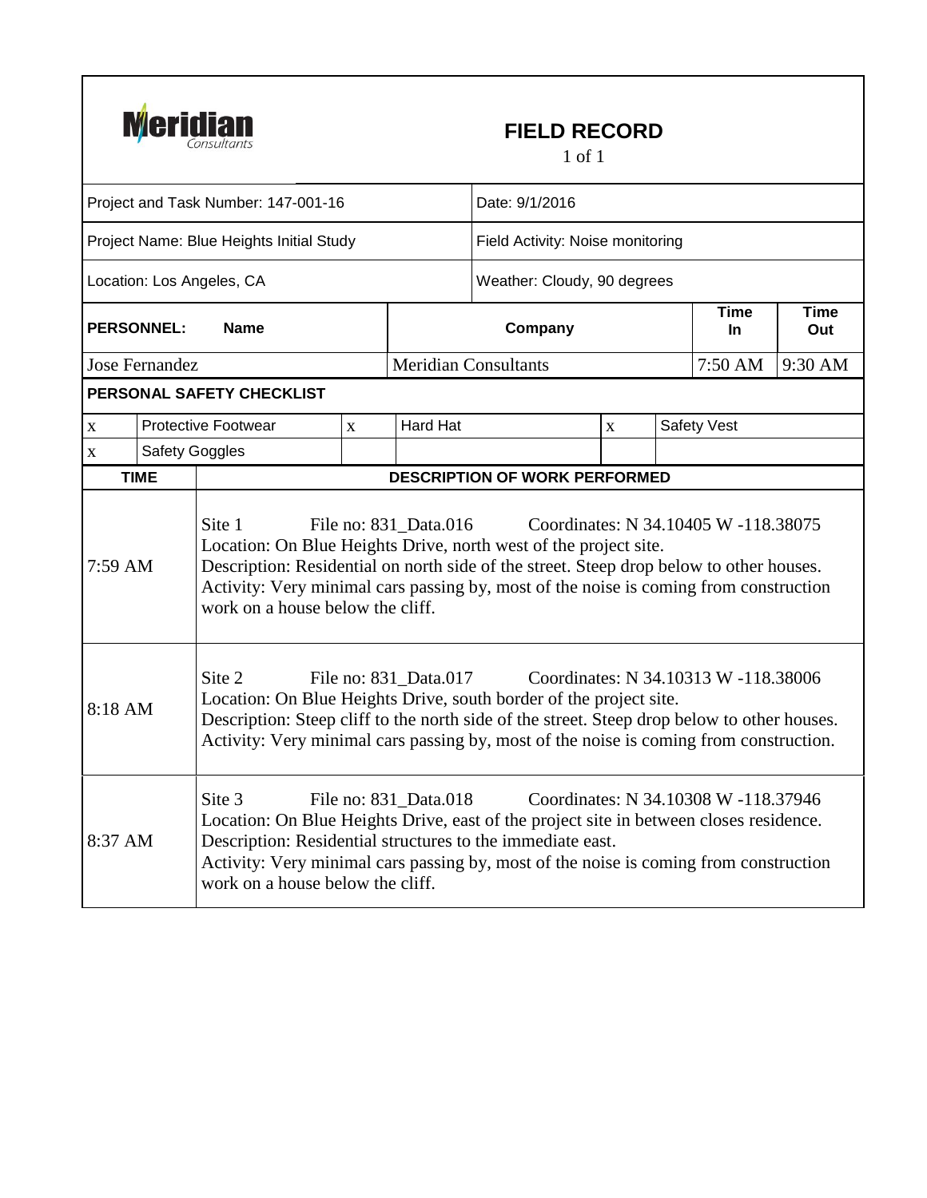# Meridian Consultants

## FIELD RECORD

1 of 1

| Project and Task Number: 147-001-16 | Date: 9/1/2016 |
|---|---|
| Project Name: Blue Heights Initial Study | Field Activity: Noise monitoring |
| Location: Los Angeles, CA | Weather: Cloudy, 90 degrees |

| PERSONNEL: Name | Company | Time In | Time Out |
|---|---|---|---|
| Jose Fernandez | Meridian Consultants | 7:50 AM | 9:30 AM |

**PERSONAL SAFETY CHECKLIST**

| | | | | | |
|---|---|---|---|---|---|
| x | Protective Footwear | x | Hard Hat | x | Safety Vest |
| x | Safety Goggles | | | | |

| TIME | DESCRIPTION OF WORK PERFORMED |
|---|---|
| 7:59 AM | Site 1 File no: 831_Data.016 Coordinates: N 34.10405 W -118.38075<br>Location: On Blue Heights Drive, north west of the project site.<br>Description: Residential on north side of the street. Steep drop below to other houses.<br>Activity: Very minimal cars passing by, most of the noise is coming from construction work on a house below the cliff. |
| 8:18 AM | Site 2 File no: 831_Data.017 Coordinates: N 34.10313 W -118.38006<br>Location: On Blue Heights Drive, south border of the project site.<br>Description: Steep cliff to the north side of the street. Steep drop below to other houses.<br>Activity: Very minimal cars passing by, most of the noise is coming from construction. |
| 8:37 AM | Site 3 File no: 831_Data.018 Coordinates: N 34.10308 W -118.37946<br>Location: On Blue Heights Drive, east of the project site in between closes residence.<br>Description: Residential structures to the immediate east.<br>Activity: Very minimal cars passing by, most of the noise is coming from construction work on a house below the cliff. |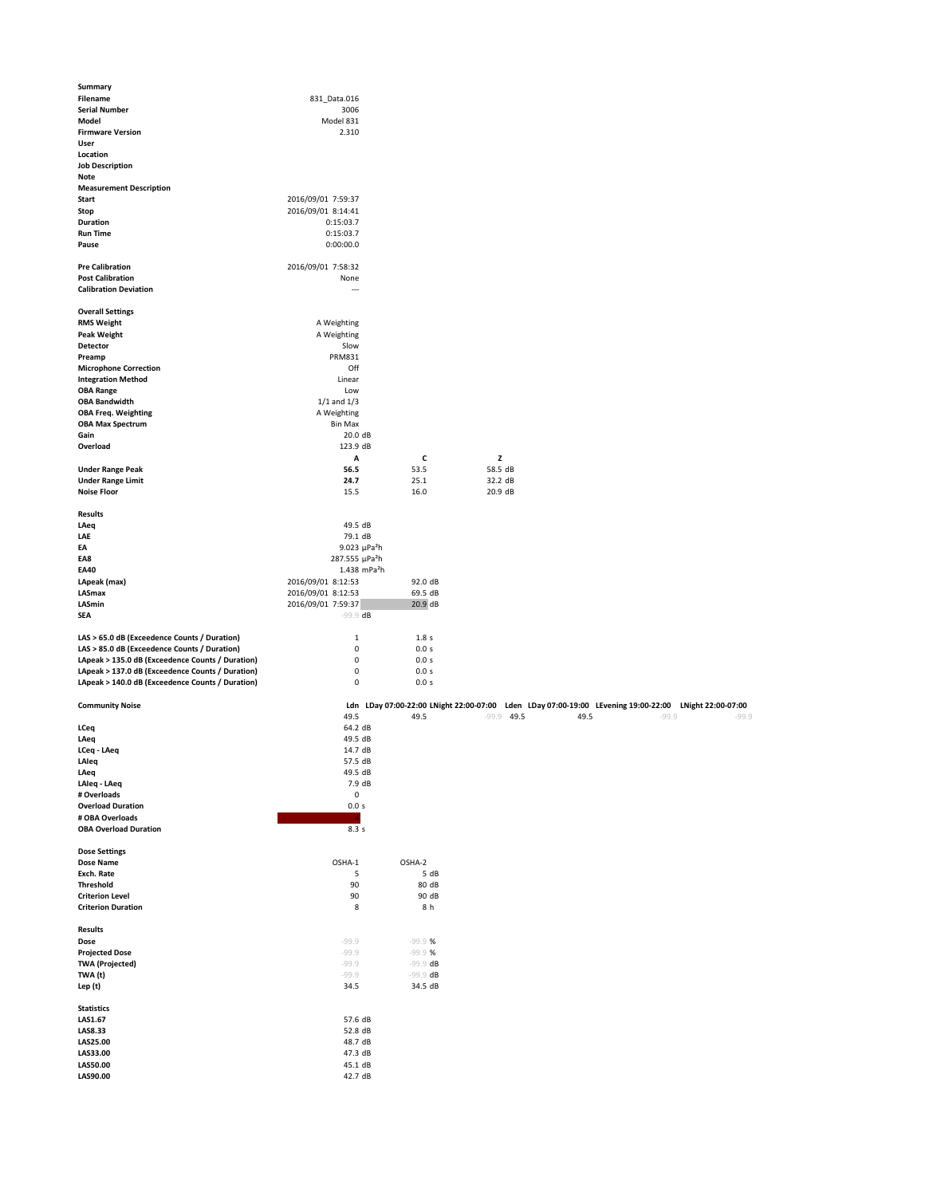**Summary**

| | | | |
|---|---|---|---|
| **Filename** | 831_Data.016 | | |
| **Serial Number** | 3006 | | |
| **Model** | Model 831 | | |
| **Firmware Version** | 2.310 | | |
| **User** | | | |
| **Location** | | | |
| **Job Description** | | | |
| **Note** | | | |
| **Measurement Description** | | | |
| **Start** | 2016/09/01 7:59:37 | | |
| **Stop** | 2016/09/01 8:14:41 | | |
| **Duration** | 0:15:03.7 | | |
| **Run Time** | 0:15:03.7 | | |
| **Pause** | 0:00:00.0 | | |
| | | | |
| **Pre Calibration** | 2016/09/01 7:58:32 | | |
| **Post Calibration** | None | | |
| **Calibration Deviation** | --- | | |

**Overall Settings**

| | | | |
|---|---|---|---|
| **RMS Weight** | A Weighting | | |
| **Peak Weight** | A Weighting | | |
| **Detector** | Slow | | |
| **Preamp** | PRM831 | | |
| **Microphone Correction** | Off | | |
| **Integration Method** | Linear | | |
| **OBA Range** | Low | | |
| **OBA Bandwidth** | 1/1 and 1/3 | | |
| **OBA Freq. Weighting** | A Weighting | | |
| **OBA Max Spectrum** | Bin Max | | |
| **Gain** | 20.0 dB | | |
| **Overload** | 123.9 dB | | |
| | **A** | **C** | **Z** |
| **Under Range Peak** | **56.5** | 53.5 | 58.5 dB |
| **Under Range Limit** | **24.7** | 25.1 | 32.2 dB |
| **Noise Floor** | 15.5 | 16.0 | 20.9 dB |

**Results**

| | | |
|---|---|---|
| **LAeq** | 49.5 dB | |
| **LAE** | 79.1 dB | |
| **EA** | 9.023 µPa²h | |
| **EA8** | 287.555 µPa²h | |
| **EA40** | 1.438 mPa²h | |
| **LApeak (max)** | 2016/09/01 8:12:53 | 92.0 dB |
| **LASmax** | 2016/09/01 8:12:53 | 69.5 dB |
| **LASmin** | 2016/09/01 7:59:37 | 20.9 dB |
| **SEA** | -99.9 dB | |

| | | |
|---|---|---|
| **LAS > 65.0 dB (Exceedence Counts / Duration)** | 1 | 1.8 s |
| **LAS > 85.0 dB (Exceedence Counts / Duration)** | 0 | 0.0 s |
| **LApeak > 135.0 dB (Exceedence Counts / Duration)** | 0 | 0.0 s |
| **LApeak > 137.0 dB (Exceedence Counts / Duration)** | 0 | 0.0 s |
| **LApeak > 140.0 dB (Exceedence Counts / Duration)** | 0 | 0.0 s |

| **Community Noise** | **Ldn** | **LDay 07:00-22:00** | **LNight 22:00-07:00** | **Lden** | **LDay 07:00-19:00** | **LEvening 19:00-22:00** | **LNight 22:00-07:00** |
|---|---|---|---|---|---|---|---|
| | 49.5 | 49.5 | -99.9 | 49.5 | 49.5 | -99.9 | -99.9 |

| | |
|---|---|
| **LCeq** | 64.2 dB |
| **LAeq** | 49.5 dB |
| **LCeq - LAeq** | 14.7 dB |
| **LAIeq** | 57.5 dB |
| **LAeq** | 49.5 dB |
| **LAIeq - LAeq** | 7.9 dB |
| **# Overloads** | 0 |
| **Overload Duration** | 0.0 s |
| **# OBA Overloads** | 4 |
| **OBA Overload Duration** | 8.3 s |

**Dose Settings**

| | | |
|---|---|---|
| **Dose Name** | OSHA-1 | OSHA-2 |
| **Exch. Rate** | 5 | 5 dB |
| **Threshold** | 90 | 80 dB |
| **Criterion Level** | 90 | 90 dB |
| **Criterion Duration** | 8 | 8 h |

**Results**

| | | |
|---|---|---|
| **Dose** | -99.9 | -99.9 % |
| **Projected Dose** | -99.9 | -99.9 % |
| **TWA (Projected)** | -99.9 | -99.9 dB |
| **TWA (t)** | -99.9 | -99.9 dB |
| **Lep (t)** | 34.5 | 34.5 dB |

**Statistics**

| | |
|---|---|
| **LAS1.67** | 57.6 dB |
| **LAS8.33** | 52.8 dB |
| **LAS25.00** | 48.7 dB |
| **LAS33.00** | 47.3 dB |
| **LAS50.00** | 45.1 dB |
| **LAS90.00** | 42.7 dB |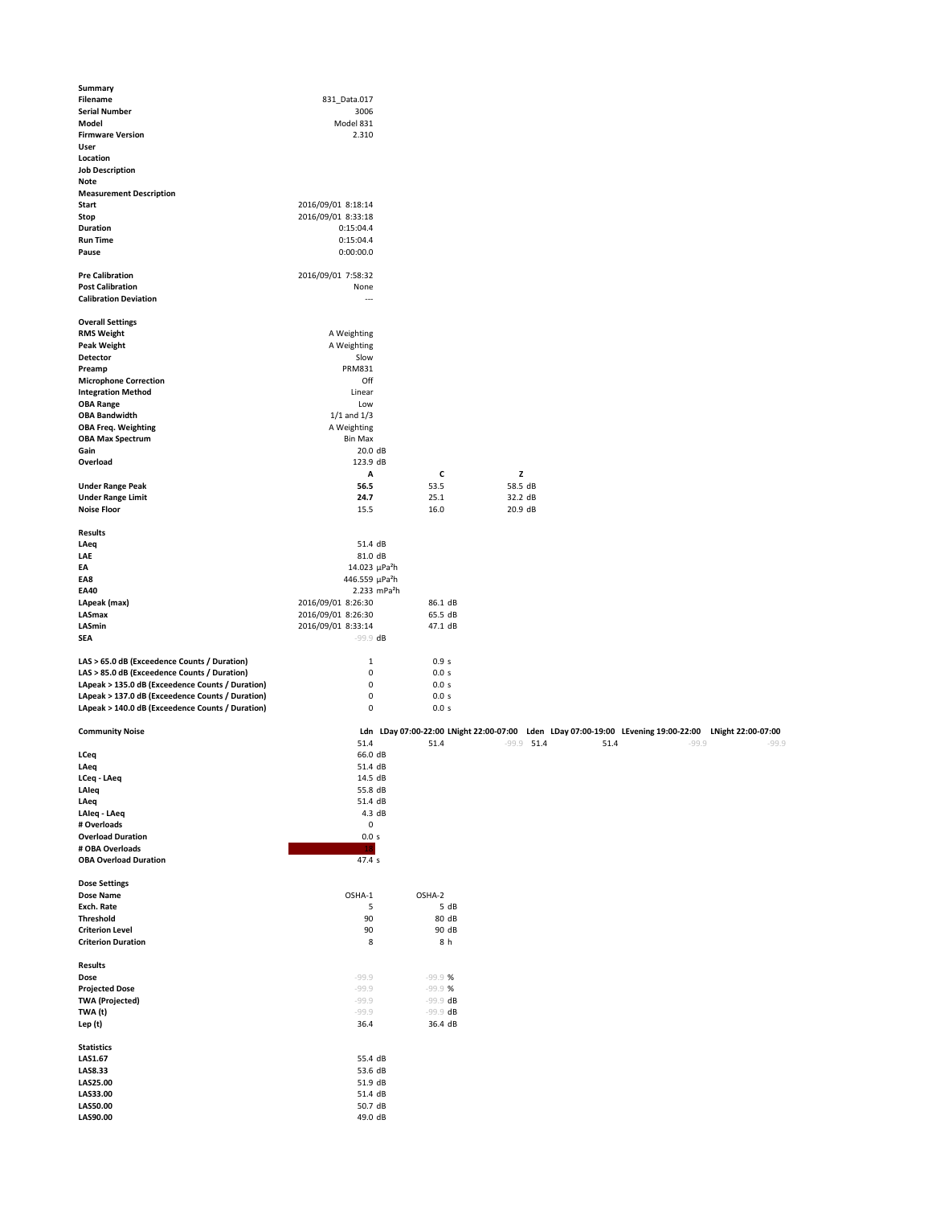**Summary**

| | | | |
|---|---|---|---|
| **Filename** | 831_Data.017 | | |
| **Serial Number** | 3006 | | |
| **Model** | Model 831 | | |
| **Firmware Version** | 2.310 | | |
| **User** | | | |
| **Location** | | | |
| **Job Description** | | | |
| **Note** | | | |
| **Measurement Description** | | | |
| **Start** | 2016/09/01 8:18:14 | | |
| **Stop** | 2016/09/01 8:33:18 | | |
| **Duration** | 0:15:04.4 | | |
| **Run Time** | 0:15:04.4 | | |
| **Pause** | 0:00:00.0 | | |
| | | | |
| **Pre Calibration** | 2016/09/01 7:58:32 | | |
| **Post Calibration** | None | | |
| **Calibration Deviation** | --- | | |

**Overall Settings**

| | | | |
|---|---|---|---|
| **RMS Weight** | A Weighting | | |
| **Peak Weight** | A Weighting | | |
| **Detector** | Slow | | |
| **Preamp** | PRM831 | | |
| **Microphone Correction** | Off | | |
| **Integration Method** | Linear | | |
| **OBA Range** | Low | | |
| **OBA Bandwidth** | 1/1 and 1/3 | | |
| **OBA Freq. Weighting** | A Weighting | | |
| **OBA Max Spectrum** | Bin Max | | |
| **Gain** | 20.0 dB | | |
| **Overload** | 123.9 dB | | |
| | **A** | **C** | **Z** |
| **Under Range Peak** | **56.5** | 53.5 | 58.5 dB |
| **Under Range Limit** | **24.7** | 25.1 | 32.2 dB |
| **Noise Floor** | 15.5 | 16.0 | 20.9 dB |

**Results**

| | | |
|---|---|---|
| **LAeq** | 51.4 dB | |
| **LAE** | 81.0 dB | |
| **EA** | 14.023 µPa²h | |
| **EA8** | 446.559 µPa²h | |
| **EA40** | 2.233 mPa²h | |
| **LApeak (max)** | 2016/09/01 8:26:30 | 86.1 dB |
| **LASmax** | 2016/09/01 8:26:30 | 65.5 dB |
| **LASmin** | 2016/09/01 8:33:14 | 47.1 dB |
| **SEA** | -99.9 dB | |
| | | |
| **LAS > 65.0 dB (Exceedence Counts / Duration)** | 1 | 0.9 s |
| **LAS > 85.0 dB (Exceedence Counts / Duration)** | 0 | 0.0 s |
| **LApeak > 135.0 dB (Exceedence Counts / Duration)** | 0 | 0.0 s |
| **LApeak > 137.0 dB (Exceedence Counts / Duration)** | 0 | 0.0 s |
| **LApeak > 140.0 dB (Exceedence Counts / Duration)** | 0 | 0.0 s |

| **Community Noise** | Ldn | LDay 07:00-22:00 | LNight 22:00-07:00 | Lden | LDay 07:00-19:00 | LEvening 19:00-22:00 | LNight 22:00-07:00 |
|---|---|---|---|---|---|---|---|
| | 51.4 | 51.4 | -99.9 | 51.4 | 51.4 | -99.9 | -99.9 |

| | |
|---|---|
| **LCeq** | 66.0 dB |
| **LAeq** | 51.4 dB |
| **LCeq - LAeq** | 14.5 dB |
| **LAIeq** | 55.8 dB |
| **LAeq** | 51.4 dB |
| **LAIeq - LAeq** | 4.3 dB |
| **# Overloads** | 0 |
| **Overload Duration** | 0.0 s |
| **# OBA Overloads** | 18 |
| **OBA Overload Duration** | 47.4 s |

**Dose Settings**

| | | |
|---|---|---|
| **Dose Name** | OSHA-1 | OSHA-2 |
| **Exch. Rate** | 5 | 5 dB |
| **Threshold** | 90 | 80 dB |
| **Criterion Level** | 90 | 90 dB |
| **Criterion Duration** | 8 | 8 h |

**Results**

| | | |
|---|---|---|
| **Dose** | -99.9 | -99.9 % |
| **Projected Dose** | -99.9 | -99.9 % |
| **TWA (Projected)** | -99.9 | -99.9 dB |
| **TWA (t)** | -99.9 | -99.9 dB |
| **Lep (t)** | 36.4 | 36.4 dB |

**Statistics**

| | |
|---|---|
| **LAS1.67** | 55.4 dB |
| **LAS8.33** | 53.6 dB |
| **LAS25.00** | 51.9 dB |
| **LAS33.00** | 51.4 dB |
| **LAS50.00** | 50.7 dB |
| **LAS90.00** | 49.0 dB |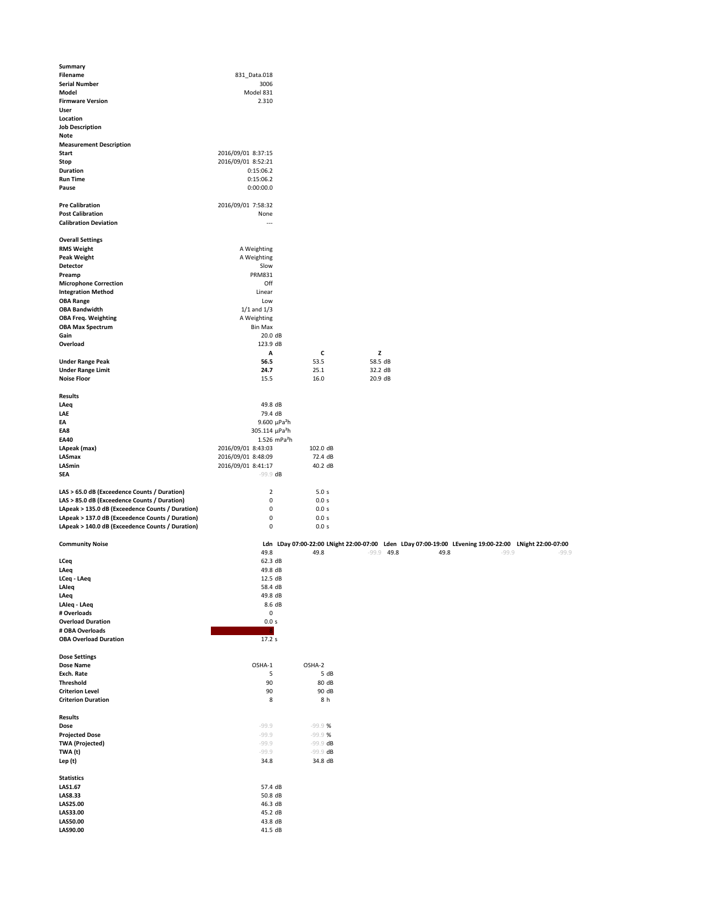**Summary**

| | | | |
|---|---|---|---|
| **Filename** | 831_Data.018 | | |
| **Serial Number** | 3006 | | |
| **Model** | Model 831 | | |
| **Firmware Version** | 2.310 | | |
| **User** | | | |
| **Location** | | | |
| **Job Description** | | | |
| **Note** | | | |
| **Measurement Description** | | | |
| **Start** | 2016/09/01 8:37:15 | | |
| **Stop** | 2016/09/01 8:52:21 | | |
| **Duration** | 0:15:06.2 | | |
| **Run Time** | 0:15:06.2 | | |
| **Pause** | 0:00:00.0 | | |
| | | | |
| **Pre Calibration** | 2016/09/01 7:58:32 | | |
| **Post Calibration** | None | | |
| **Calibration Deviation** | --- | | |

**Overall Settings**

| | | | |
|---|---|---|---|
| **RMS Weight** | A Weighting | | |
| **Peak Weight** | A Weighting | | |
| **Detector** | Slow | | |
| **Preamp** | PRM831 | | |
| **Microphone Correction** | Off | | |
| **Integration Method** | Linear | | |
| **OBA Range** | Low | | |
| **OBA Bandwidth** | 1/1 and 1/3 | | |
| **OBA Freq. Weighting** | A Weighting | | |
| **OBA Max Spectrum** | Bin Max | | |
| **Gain** | 20.0 dB | | |
| **Overload** | 123.9 dB | | |
| | **A** | **C** | **Z** |
| **Under Range Peak** | **56.5** | 53.5 | 58.5 dB |
| **Under Range Limit** | **24.7** | 25.1 | 32.2 dB |
| **Noise Floor** | 15.5 | 16.0 | 20.9 dB |

**Results**

| | | |
|---|---|---|
| **LAeq** | 49.8 dB | |
| **LAE** | 79.4 dB | |
| **EA** | 9.600 µPa²h | |
| **EA8** | 305.114 µPa²h | |
| **EA40** | 1.526 mPa²h | |
| **LApeak (max)** | 2016/09/01 8:43:03 | 102.0 dB |
| **LASmax** | 2016/09/01 8:48:09 | 72.4 dB |
| **LASmin** | 2016/09/01 8:41:17 | 40.2 dB |
| **SEA** | -99.9 dB | |
| | | |
| **LAS > 65.0 dB (Exceedence Counts / Duration)** | 2 | 5.0 s |
| **LAS > 85.0 dB (Exceedence Counts / Duration)** | 0 | 0.0 s |
| **LApeak > 135.0 dB (Exceedence Counts / Duration)** | 0 | 0.0 s |
| **LApeak > 137.0 dB (Exceedence Counts / Duration)** | 0 | 0.0 s |
| **LApeak > 140.0 dB (Exceedence Counts / Duration)** | 0 | 0.0 s |

| **Community Noise** | **Ldn** | **LDay 07:00-22:00** | **LNight 22:00-07:00** | **Lden** | **LDay 07:00-19:00** | **LEvening 19:00-22:00** | **LNight 22:00-07:00** |
|---|---|---|---|---|---|---|---|
| | 49.8 | 49.8 | -99.9 | 49.8 | 49.8 | -99.9 | -99.9 |

| | |
|---|---|
| **LCeq** | 62.3 dB |
| **LAeq** | 49.8 dB |
| **LCeq - LAeq** | 12.5 dB |
| **LAIeq** | 58.4 dB |
| **LAeq** | 49.8 dB |
| **LAIeq - LAeq** | 8.6 dB |
| **# Overloads** | 0 |
| **Overload Duration** | 0.0 s |
| **# OBA Overloads** | 8 |
| **OBA Overload Duration** | 17.2 s |

**Dose Settings**

| | | |
|---|---|---|
| **Dose Name** | OSHA-1 | OSHA-2 |
| **Exch. Rate** | 5 | 5 dB |
| **Threshold** | 90 | 80 dB |
| **Criterion Level** | 90 | 90 dB |
| **Criterion Duration** | 8 | 8 h |

**Results**

| | | |
|---|---|---|
| **Dose** | -99.9 | -99.9 % |
| **Projected Dose** | -99.9 | -99.9 % |
| **TWA (Projected)** | -99.9 | -99.9 dB |
| **TWA (t)** | -99.9 | -99.9 dB |
| **Lep (t)** | 34.8 | 34.8 dB |

**Statistics**

| | |
|---|---|
| **LAS1.67** | 57.4 dB |
| **LAS8.33** | 50.8 dB |
| **LAS25.00** | 46.3 dB |
| **LAS33.00** | 45.2 dB |
| **LAS50.00** | 43.8 dB |
| **LAS90.00** | 41.5 dB |